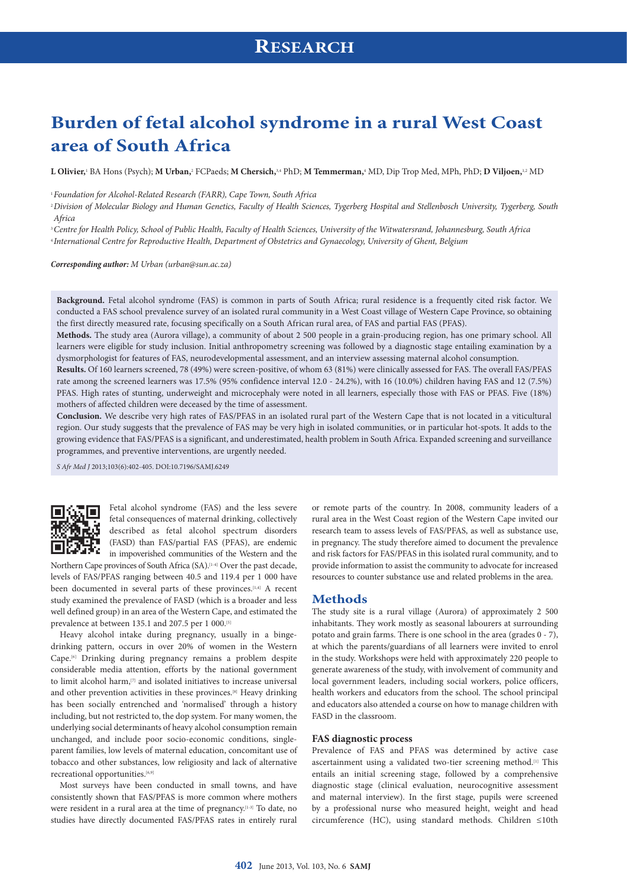RESEARCH

# Burden of fetal alcohol syndrome in a rural West Coast area of South Africa

**L Olivier,**[1] BA Hons (Psych); **M Urban,**[2] FCPaeds; **M Chersich,**[3,4] PhD; **M Temmerman,**[4] MD, Dip Trop Med, MPh, PhD; **D Viljoen,**[1,2] MD

[1] *Foundation for Alcohol-Related Research (FARR), Cape Town, South Africa*

[2] *Division of Molecular Biology and Human Genetics, Faculty of Health Sciences, Tygerberg Hospital and Stellenbosch University, Tygerberg, South Africa*

[3] *Centre for Health Policy, School of Public Health, Faculty of Health Sciences, University of the Witwatersrand, Johannesburg, South Africa*

[4] *International Centre for Reproductive Health, Department of Obstetrics and Gynaecology, University of Ghent, Belgium*

***Corresponding author:*** *M Urban (urban@sun.ac.za)*

**Background.** Fetal alcohol syndrome (FAS) is common in parts of South Africa; rural residence is a frequently cited risk factor. We conducted a FAS school prevalence survey of an isolated rural community in a West Coast village of Western Cape Province, so obtaining the first directly measured rate, focusing specifically on a South African rural area, of FAS and partial FAS (PFAS).

**Methods.** The study area (Aurora village), a community of about 2 500 people in a grain-producing region, has one primary school. All learners were eligible for study inclusion. Initial anthropometry screening was followed by a diagnostic stage entailing examination by a dysmorphologist for features of FAS, neurodevelopmental assessment, and an interview assessing maternal alcohol consumption.

**Results.** Of 160 learners screened, 78 (49%) were screen-positive, of whom 63 (81%) were clinically assessed for FAS. The overall FAS/PFAS rate among the screened learners was 17.5% (95% confidence interval 12.0 - 24.2%), with 16 (10.0%) children having FAS and 12 (7.5%) PFAS. High rates of stunting, underweight and microcephaly were noted in all learners, especially those with FAS or PFAS. Five (18%) mothers of affected children were deceased by the time of assessment.

**Conclusion.** We describe very high rates of FAS/PFAS in an isolated rural part of the Western Cape that is not located in a viticultural region. Our study suggests that the prevalence of FAS may be very high in isolated communities, or in particular hot-spots. It adds to the growing evidence that FAS/PFAS is a significant, and underestimated, health problem in South Africa. Expanded screening and surveillance programmes, and preventive interventions, are urgently needed.

*S Afr Med J* 2013;103(6):402-405. DOI:10.7196/SAMJ.6249

Fetal alcohol syndrome (FAS) and the less severe fetal consequences of maternal drinking, collectively described as fetal alcohol spectrum disorders (FASD) than FAS/partial FAS (PFAS), are endemic in impoverished communities of the Western and the Northern Cape provinces of South Africa (SA).[1-4] Over the past decade, levels of FAS/PFAS ranging between 40.5 and 119.4 per 1 000 have been documented in several parts of these provinces.[1,4] A recent study examined the prevalence of FASD (which is a broader and less well defined group) in an area of the Western Cape, and estimated the prevalence at between 135.1 and 207.5 per 1 000.[5]

Heavy alcohol intake during pregnancy, usually in a binge-drinking pattern, occurs in over 20% of women in the Western Cape.[6] Drinking during pregnancy remains a problem despite considerable media attention, efforts by the national government to limit alcohol harm,[7] and isolated initiatives to increase universal and other prevention activities in these provinces.[8] Heavy drinking has been socially entrenched and 'normalised' through a history including, but not restricted to, the dop system. For many women, the underlying social determinants of heavy alcohol consumption remain unchanged, and include poor socio-economic conditions, single-parent families, low levels of maternal education, concomitant use of tobacco and other substances, low religiosity and lack of alternative recreational opportunities.[6,9]

Most surveys have been conducted in small towns, and have consistently shown that FAS/PFAS is more common where mothers were resident in a rural area at the time of pregnancy.[1-3] To date, no studies have directly documented FAS/PFAS rates in entirely rural or remote parts of the country. In 2008, community leaders of a rural area in the West Coast region of the Western Cape invited our research team to assess levels of FAS/PFAS, as well as substance use, in pregnancy. The study therefore aimed to document the prevalence and risk factors for FAS/PFAS in this isolated rural community, and to provide information to assist the community to advocate for increased resources to counter substance use and related problems in the area.

## Methods

The study site is a rural village (Aurora) of approximately 2 500 inhabitants. They work mostly as seasonal labourers at surrounding potato and grain farms. There is one school in the area (grades 0 - 7), at which the parents/guardians of all learners were invited to enrol in the study. Workshops were held with approximately 220 people to generate awareness of the study, with involvement of community and local government leaders, including social workers, police officers, health workers and educators from the school. The school principal and educators also attended a course on how to manage children with FASD in the classroom.

### FAS diagnostic process

Prevalence of FAS and PFAS was determined by active case ascertainment using a validated two-tier screening method.[1] This entails an initial screening stage, followed by a comprehensive diagnostic stage (clinical evaluation, neurocognitive assessment and maternal interview). In the first stage, pupils were screened by a professional nurse who measured height, weight and head circumference (HC), using standard methods. Children ≤10th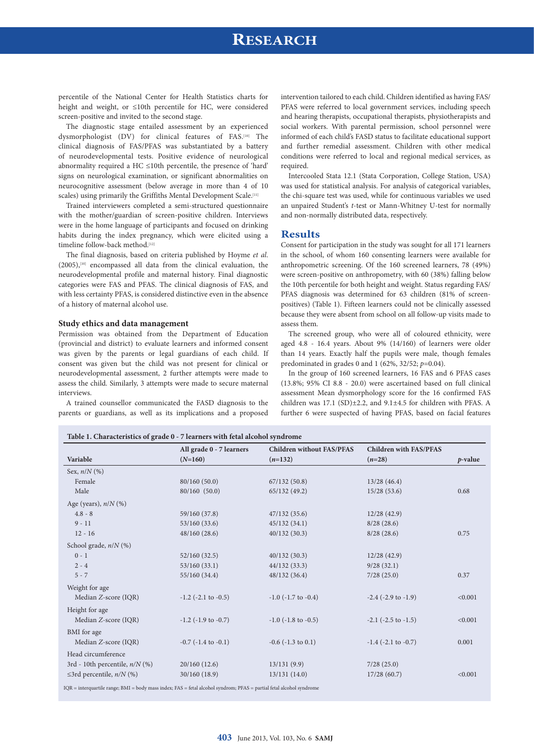percentile of the National Center for Health Statistics charts for height and weight, or ≤10th percentile for HC, were considered screen-positive and invited to the second stage.

The diagnostic stage entailed assessment by an experienced dysmorphologist (DV) for clinical features of FAS.[10] The clinical diagnosis of FAS/PFAS was substantiated by a battery of neurodevelopmental tests. Positive evidence of neurological abnormality required a HC ≤10th percentile, the presence of 'hard' signs on neurological examination, or significant abnormalities on neurocognitive assessment (below average in more than 4 of 10 scales) using primarily the Griffiths Mental Development Scale.[11]

Trained interviewers completed a semi-structured questionnaire with the mother/guardian of screen-positive children. Interviews were in the home language of participants and focused on drinking habits during the index pregnancy, which were elicited using a timeline follow-back method.[12]

The final diagnosis, based on criteria published by Hoyme *et al.* (2005),[10] encompassed all data from the clinical evaluation, the neurodevelopmental profile and maternal history. Final diagnostic categories were FAS and PFAS. The clinical diagnosis of FAS, and with less certainty PFAS, is considered distinctive even in the absence of a history of maternal alcohol use.

### Study ethics and data management

Permission was obtained from the Department of Education (provincial and district) to evaluate learners and informed consent was given by the parents or legal guardians of each child. If consent was given but the child was not present for clinical or neurodevelopmental assessment, 2 further attempts were made to assess the child. Similarly, 3 attempts were made to secure maternal interviews.

A trained counsellor communicated the FASD diagnosis to the parents or guardians, as well as its implications and a proposed intervention tailored to each child. Children identified as having FAS/PFAS were referred to local government services, including speech and hearing therapists, occupational therapists, physiotherapists and social workers. With parental permission, school personnel were informed of each child's FASD status to facilitate educational support and further remedial assessment. Children with other medical conditions were referred to local and regional medical services, as required.

Intercooled Stata 12.1 (Stata Corporation, College Station, USA) was used for statistical analysis. For analysis of categorical variables, the chi-square test was used, while for continuous variables we used an unpaired Student's *t*-test or Mann-Whitney U-test for normally and non-normally distributed data, respectively.

## Results

Consent for participation in the study was sought for all 171 learners in the school, of whom 160 consenting learners were available for anthropometric screening. Of the 160 screened learners, 78 (49%) were screen-positive on anthropometry, with 60 (38%) falling below the 10th percentile for both height and weight. Status regarding FAS/PFAS diagnosis was determined for 63 children (81% of screen-positives) (Table 1). Fifteen learners could not be clinically assessed because they were absent from school on all follow-up visits made to assess them.

The screened group, who were all of coloured ethnicity, were aged 4.8 - 16.4 years. About 9% (14/160) of learners were older than 14 years. Exactly half the pupils were male, though females predominated in grades 0 and 1 (62%, 32/52; $p$=0.04).

In the group of 160 screened learners, 16 FAS and 6 PFAS cases (13.8%; 95% CI 8.8 - 20.0) were ascertained based on full clinical assessment Mean dysmorphology score for the 16 confirmed FAS children was 17.1 (SD)±2.2, and 9.1±4.5 for children with PFAS. A further 6 were suspected of having PFAS, based on facial features

**Table 1. Characteristics of grade 0 - 7 learners with fetal alcohol syndrome**

| Variable | All grade 0 - 7 learners (*N*=160) | Children without FAS/PFAS (*n*=132) | Children with FAS/PFAS (*n*=28) | *p*-value |
|---|---|---|---|---|
| Sex, *n/N* (%) | | | | |
| Female | 80/160 (50.0) | 67/132 (50.8) | 13/28 (46.4) | |
| Male | 80/160 (50.0) | 65/132 (49.2) | 15/28 (53.6) | 0.68 |
| Age (years), *n/N* (%) | | | | |
| 4.8 - 8 | 59/160 (37.8) | 47/132 (35.6) | 12/28 (42.9) | |
| 9 - 11 | 53/160 (33.6) | 45/132 (34.1) | 8/28 (28.6) | |
| 12 - 16 | 48/160 (28.6) | 40/132 (30.3) | 8/28 (28.6) | 0.75 |
| School grade, *n/N* (%) | | | | |
| 0 - 1 | 52/160 (32.5) | 40/132 (30.3) | 12/28 (42.9) | |
| 2 - 4 | 53/160 (33.1) | 44/132 (33.3) | 9/28 (32.1) | |
| 5 - 7 | 55/160 (34.4) | 48/132 (36.4) | 7/28 (25.0) | 0.37 |
| Weight for age | | | | |
| Median *Z*-score (IQR) | -1.2 (-2.1 to -0.5) | -1.0 (-1.7 to -0.4) | -2.4 (-2.9 to -1.9) | <0.001 |
| Height for age | | | | |
| Median *Z*-score (IQR) | -1.2 (-1.9 to -0.7) | -1.0 (-1.8 to -0.5) | -2.1 (-2.5 to -1.5) | <0.001 |
| BMI for age | | | | |
| Median *Z*-score (IQR) | -0.7 (-1.4 to -0.1) | -0.6 (-1.3 to 0.1) | -1.4 (-2.1 to -0.7) | 0.001 |
| Head circumference | | | | |
| 3rd - 10th percentile, *n/N* (%) | 20/160 (12.6) | 13/131 (9.9) | 7/28 (25.0) | |
| ≤3rd percentile, *n/N* (%) | 30/160 (18.9) | 13/131 (14.0) | 17/28 (60.7) | <0.001 |

IQR = interquartile range; BMI = body mass index; FAS = fetal alcohol syndrom; PFAS = partial fetal alcohol syndrome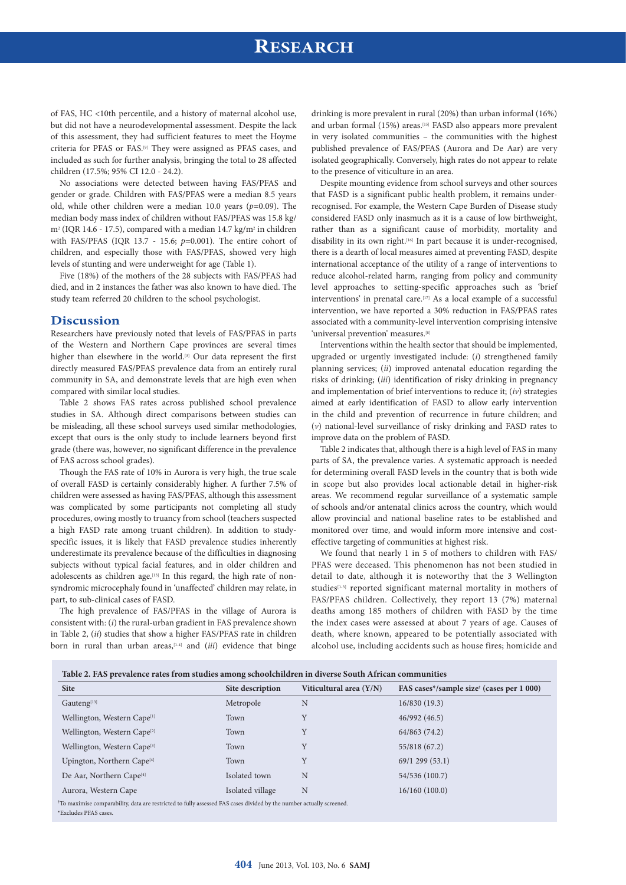of FAS, HC <10th percentile, and a history of maternal alcohol use, but did not have a neurodevelopmental assessment. Despite the lack of this assessment, they had sufficient features to meet the Hoyme criteria for PFAS or FAS.[9] They were assigned as PFAS cases, and included as such for further analysis, bringing the total to 28 affected children (17.5%; 95% CI 12.0 - 24.2).

No associations were detected between having FAS/PFAS and gender or grade. Children with FAS/PFAS were a median 8.5 years old, while other children were a median 10.0 years ($p$=0.09). The median body mass index of children without FAS/PFAS was 15.8 kg/m$^2$ (IQR 14.6 - 17.5), compared with a median 14.7 kg/m$^2$ in children with FAS/PFAS (IQR 13.7 - 15.6; $p$=0.001). The entire cohort of children, and especially those with FAS/PFAS, showed very high levels of stunting and were underweight for age (Table 1).

Five (18%) of the mothers of the 28 subjects with FAS/PFAS had died, and in 2 instances the father was also known to have died. The study team referred 20 children to the school psychologist.

## Discussion

Researchers have previously noted that levels of FAS/PFAS in parts of the Western and Northern Cape provinces are several times higher than elsewhere in the world.[3] Our data represent the first directly measured FAS/PFAS prevalence data from an entirely rural community in SA, and demonstrate levels that are high even when compared with similar local studies.

Table 2 shows FAS rates across published school prevalence studies in SA. Although direct comparisons between studies can be misleading, all these school surveys used similar methodologies, except that ours is the only study to include learners beyond first grade (there was, however, no significant difference in the prevalence of FAS across school grades).

Though the FAS rate of 10% in Aurora is very high, the true scale of overall FASD is certainly considerably higher. A further 7.5% of children were assessed as having FAS/PFAS, although this assessment was complicated by some participants not completing all study procedures, owing mostly to truancy from school (teachers suspected a high FASD rate among truant children). In addition to study-specific issues, it is likely that FASD prevalence studies inherently underestimate its prevalence because of the difficulties in diagnosing subjects without typical facial features, and in older children and adolescents as children age.[13] In this regard, the high rate of non-syndromic microcephaly found in 'unaffected' children may relate, in part, to sub-clinical cases of FASD.

The high prevalence of FAS/PFAS in the village of Aurora is consistent with: (*i*) the rural-urban gradient in FAS prevalence shown in Table 2, (*ii*) studies that show a higher FAS/PFAS rate in children born in rural than urban areas,[1-4] and (*iii*) evidence that binge drinking is more prevalent in rural (20%) than urban informal (16%) and urban formal (15%) areas.[15] FASD also appears more prevalent in very isolated communities – the communities with the highest published prevalence of FAS/PFAS (Aurora and De Aar) are very isolated geographically. Conversely, high rates do not appear to relate to the presence of viticulture in an area.

Despite mounting evidence from school surveys and other sources that FASD is a significant public health problem, it remains under-recognised. For example, the Western Cape Burden of Disease study considered FASD only inasmuch as it is a cause of low birthweight, rather than as a significant cause of morbidity, mortality and disability in its own right.[16] In part because it is under-recognised, there is a dearth of local measures aimed at preventing FASD, despite international acceptance of the utility of a range of interventions to reduce alcohol-related harm, ranging from policy and community level approaches to setting-specific approaches such as 'brief interventions' in prenatal care.[17] As a local example of a successful intervention, we have reported a 30% reduction in FAS/PFAS rates associated with a community-level intervention comprising intensive 'universal prevention' measures.[8]

Interventions within the health sector that should be implemented, upgraded or urgently investigated include: (*i*) strengthened family planning services; (*ii*) improved antenatal education regarding the risks of drinking; (*iii*) identification of risky drinking in pregnancy and implementation of brief interventions to reduce it; (*iv*) strategies aimed at early identification of FASD to allow early intervention in the child and prevention of recurrence in future children; and (*v*) national-level surveillance of risky drinking and FASD rates to improve data on the problem of FASD.

Table 2 indicates that, although there is a high level of FAS in many parts of SA, the prevalence varies. A systematic approach is needed for determining overall FASD levels in the country that is both wide in scope but also provides local actionable detail in higher-risk areas. We recommend regular surveillance of a systematic sample of schools and/or antenatal clinics across the country, which would allow provincial and national baseline rates to be established and monitored over time, and would inform more intensive and cost-effective targeting of communities at highest risk.

We found that nearly 1 in 5 of mothers to children with FAS/PFAS were deceased. This phenomenon has not been studied in detail to date, although it is noteworthy that the 3 Wellington studies[1-3] reported significant maternal mortality in mothers of FAS/PFAS children. Collectively, they report 13 (7%) maternal deaths among 185 mothers of children with FASD by the time the index cases were assessed at about 7 years of age. Causes of death, where known, appeared to be potentially associated with alcohol use, including accidents such as house fires; homicide and

**Table 2. FAS prevalence rates from studies among schoolchildren in diverse South African communities**

| Site | Site description | Viticultural area (Y/N) | FAS cases*/sample size† (cases per 1 000) |
|---|---|---|---|
| Gauteng[13] | Metropole | N | 16/830 (19.3) |
| Wellington, Western Cape[1] | Town | Y | 46/992 (46.5) |
| Wellington, Western Cape[2] | Town | Y | 64/863 (74.2) |
| Wellington, Western Cape[3] | Town | Y | 55/818 (67.2) |
| Upington, Northern Cape[4] | Town | Y | 69/1 299 (53.1) |
| De Aar, Northern Cape[4] | Isolated town | N | 54/536 (100.7) |
| Aurora, Western Cape | Isolated village | N | 16/160 (100.0) |

†To maximise comparability, data are restricted to fully assessed FAS cases divided by the number actually screened.
*Excludes PFAS cases.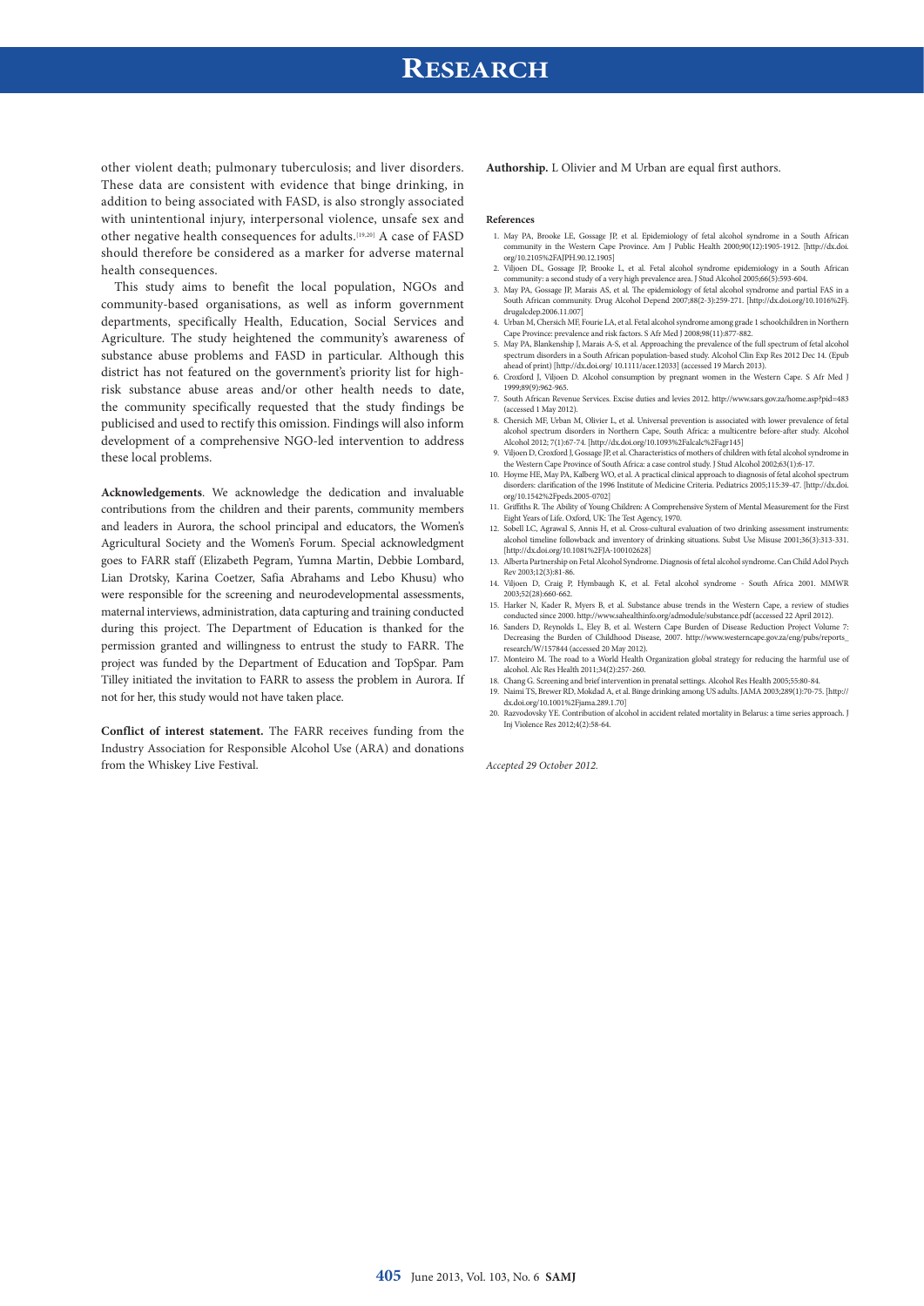other violent death; pulmonary tuberculosis; and liver disorders. These data are consistent with evidence that binge drinking, in addition to being associated with FASD, is also strongly associated with unintentional injury, interpersonal violence, unsafe sex and other negative health consequences for adults.[19,20] A case of FASD should therefore be considered as a marker for adverse maternal health consequences.

This study aims to benefit the local population, NGOs and community-based organisations, as well as inform government departments, specifically Health, Education, Social Services and Agriculture. The study heightened the community's awareness of substance abuse problems and FASD in particular. Although this district has not featured on the government's priority list for high-risk substance abuse areas and/or other health needs to date, the community specifically requested that the study findings be publicised and used to rectify this omission. Findings will also inform development of a comprehensive NGO-led intervention to address these local problems.

**Acknowledgements**. We acknowledge the dedication and invaluable contributions from the children and their parents, community members and leaders in Aurora, the school principal and educators, the Women's Agricultural Society and the Women's Forum. Special acknowledgment goes to FARR staff (Elizabeth Pegram, Yumna Martin, Debbie Lombard, Lian Drotsky, Karina Coetzer, Safia Abrahams and Lebo Khusu) who were responsible for the screening and neurodevelopmental assessments, maternal interviews, administration, data capturing and training conducted during this project. The Department of Education is thanked for the permission granted and willingness to entrust the study to FARR. The project was funded by the Department of Education and TopSpar. Pam Tilley initiated the invitation to FARR to assess the problem in Aurora. If not for her, this study would not have taken place.

**Conflict of interest statement.** The FARR receives funding from the Industry Association for Responsible Alcohol Use (ARA) and donations from the Whiskey Live Festival.

**Authorship.** L Olivier and M Urban are equal first authors.

**References**

1. May PA, Brooke LE, Gossage JP, et al. Epidemiology of fetal alcohol syndrome in a South African community in the Western Cape Province. Am J Public Health 2000;90(12):1905-1912. [http://dx.doi.org/10.2105%2FAJPH.90.12.1905]
2. Viljoen DL, Gossage JP, Brooke L, et al. Fetal alcohol syndrome epidemiology in a South African community: a second study of a very high prevalence area. J Stud Alcohol 2005;66(5):593-604.
3. May PA, Gossage JP, Marais AS, et al. The epidemiology of fetal alcohol syndrome and partial FAS in a South African community. Drug Alcohol Depend 2007;88(2-3):259-271. [http://dx.doi.org/10.1016%2Fj.drugalcdep.2006.11.007]
4. Urban M, Chersich MF, Fourie LA, et al. Fetal alcohol syndrome among grade 1 schoolchildren in Northern Cape Province: prevalence and risk factors. S Afr Med J 2008;98(11):877-882.
5. May PA, Blankenship J, Marais A-S, et al. Approaching the prevalence of the full spectrum of fetal alcohol spectrum disorders in a South African population-based study. Alcohol Clin Exp Res 2012 Dec 14. (Epub ahead of print) [http://dx.doi.org/ 10.1111/acer.12033] (accessed 19 March 2013).
6. Croxford J, Viljoen D. Alcohol consumption by pregnant women in the Western Cape. S Afr Med J 1999;89(9):962-965.
7. South African Revenue Services. Excise duties and levies 2012. http://www.sars.gov.za/home.asp?pid=483 (accessed 1 May 2012).
8. Chersich MF, Urban M, Olivier L, et al. Universal prevention is associated with lower prevalence of fetal alcohol spectrum disorders in Northern Cape, South Africa: a multicentre before-after study. Alcohol Alcohol 2012; 7(1):67-74. [http://dx.doi.org/10.1093%2Falcalc%2Fagr145]
9. Viljoen D, Croxford J, Gossage JP, et al. Characteristics of mothers of children with fetal alcohol syndrome in the Western Cape Province of South Africa: a case control study. J Stud Alcohol 2002;63(1):6-17.
10. Hoyme HE, May PA, Kalberg WO, et al. A practical clinical approach to diagnosis of fetal alcohol spectrum disorders: clarification of the 1996 Institute of Medicine Criteria. Pediatrics 2005;115:39-47. [http://dx.doi.org/10.1542%2Fpeds.2005-0702]
11. Griffiths R. The Ability of Young Children: A Comprehensive System of Mental Measurement for the First Eight Years of Life. Oxford, UK: The Test Agency, 1970.
12. Sobell LC, Agrawal S, Annis H, et al. Cross-cultural evaluation of two drinking assessment instruments: alcohol timeline followback and inventory of drinking situations. Subst Use Misuse 2001;36(3):313-331. [http://dx.doi.org/10.1081%2FJA-100102628]
13. Alberta Partnership on Fetal Alcohol Syndrome. Diagnosis of fetal alcohol syndrome. Can Child Adol Psych Rev 2003;12(3):81-86.
14. Viljoen D, Craig P, Hymbaugh K, et al. Fetal alcohol syndrome - South Africa 2001. MMWR 2003;52(28):660-662.
15. Harker N, Kader R, Myers B, et al. Substance abuse trends in the Western Cape, a review of studies conducted since 2000. http://www.sahealthinfo.org/admodule/substance.pdf (accessed 22 April 2012).
16. Sanders D, Reynolds L, Eley B, et al. Western Cape Burden of Disease Reduction Project Volume 7: Decreasing the Burden of Childhood Disease, 2007. http://www.westerncape.gov.za/eng/pubs/reports_research/W/157844 (accessed 20 May 2012).
17. Monteiro M. The road to a World Health Organization global strategy for reducing the harmful use of alcohol. Alc Res Health 2011;34(2):257-260.
18. Chang G. Screening and brief intervention in prenatal settings. Alcohol Res Health 2005;55:80-84.
19. Naimi TS, Brewer RD, Mokdad A, et al. Binge drinking among US adults. JAMA 2003;289(1):70-75. [http://dx.doi.org/10.1001%2Fjama.289.1.70]
20. Razvodovsky YE. Contribution of alcohol in accident related mortality in Belarus: a time series approach. J Inj Violence Res 2012;4(2):58-64.

*Accepted 29 October 2012.*